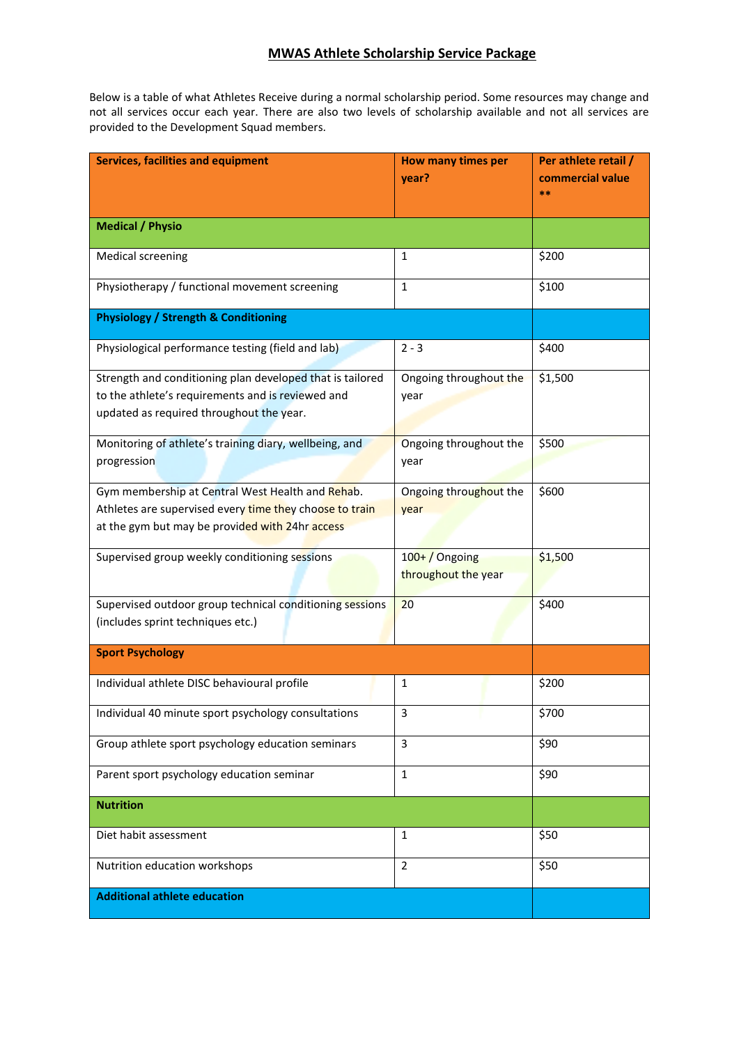# MWAS Athlete Scholarship Service Package

Below is a table of what Athletes Receive during a normal scholarship period. Some resources may change and not all services occur each year. There are also two levels of scholarship available and not all services are provided to the Development Squad members.

| Services, facilities and equipment | How many times per year? | Per athlete retail / commercial value ** |
|---|---|---|
| **Medical / Physio** | | |
| Medical screening | 1 | $200 |
| Physiotherapy / functional movement screening | 1 | $100 |
| **Physiology / Strength & Conditioning** | | |
| Physiological performance testing (field and lab) | 2 - 3 | $400 |
| Strength and conditioning plan developed that is tailored to the athlete's requirements and is reviewed and updated as required throughout the year. | Ongoing throughout the year | $1,500 |
| Monitoring of athlete's training diary, wellbeing, and progression | Ongoing throughout the year | $500 |
| Gym membership at Central West Health and Rehab. Athletes are supervised every time they choose to train at the gym but may be provided with 24hr access | Ongoing throughout the year | $600 |
| Supervised group weekly conditioning sessions | 100+ / Ongoing throughout the year | $1,500 |
| Supervised outdoor group technical conditioning sessions (includes sprint techniques etc.) | 20 | $400 |
| **Sport Psychology** | | |
| Individual athlete DISC behavioural profile | 1 | $200 |
| Individual 40 minute sport psychology consultations | 3 | $700 |
| Group athlete sport psychology education seminars | 3 | $90 |
| Parent sport psychology education seminar | 1 | $90 |
| **Nutrition** | | |
| Diet habit assessment | 1 | $50 |
| Nutrition education workshops | 2 | $50 |
| **Additional athlete education** | | |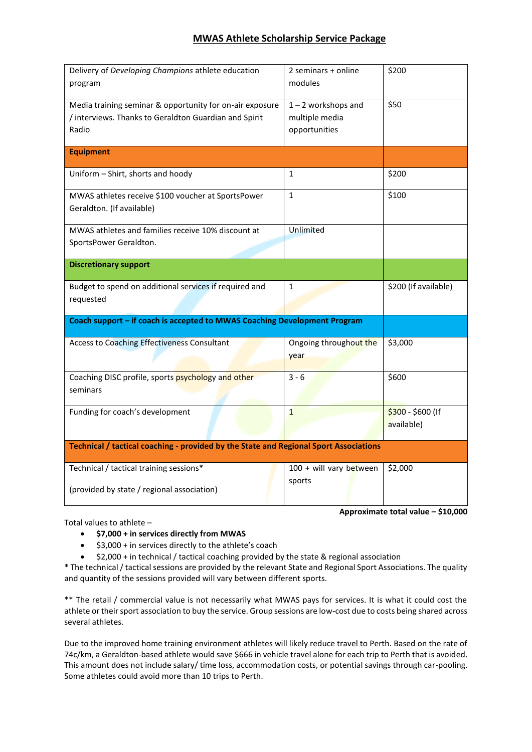# MWAS Athlete Scholarship Service Package

| | | |
|---|---|---|
| Delivery of *Developing Champions* athlete education program | 2 seminars + online modules | $200 |
| Media training seminar & opportunity for on-air exposure / interviews. Thanks to Geraldton Guardian and Spirit Radio | 1 – 2 workshops and multiple media opportunities | $50 |
| **Equipment** | | |
| Uniform – Shirt, shorts and hoody | 1 | $200 |
| MWAS athletes receive $100 voucher at SportsPower Geraldton. (If available) | 1 | $100 |
| MWAS athletes and families receive 10% discount at SportsPower Geraldton. | Unlimited | |
| **Discretionary support** | | |
| Budget to spend on additional services if required and requested | 1 | $200 (If available) |
| **Coach support – if coach is accepted to MWAS Coaching Development Program** | | |
| Access to Coaching Effectiveness Consultant | Ongoing throughout the year | $3,000 |
| Coaching DISC profile, sports psychology and other seminars | 3 - 6 | $600 |
| Funding for coach's development | 1 | $300 - $600 (If available) |
| **Technical / tactical coaching - provided by the State and Regional Sport Associations** | | |
| Technical / tactical training sessions*<br><br>(provided by state / regional association) | 100 + will vary between sports | $2,000 |

**Approximate total value – $10,000**

Total values to athlete –

- **$7,000 + in services directly from MWAS**
- $3,000 + in services directly to the athlete's coach
- $2,000 + in technical / tactical coaching provided by the state & regional association

* The technical / tactical sessions are provided by the relevant State and Regional Sport Associations. The quality and quantity of the sessions provided will vary between different sports.

** The retail / commercial value is not necessarily what MWAS pays for services. It is what it could cost the athlete or their sport association to buy the service. Group sessions are low-cost due to costs being shared across several athletes.

Due to the improved home training environment athletes will likely reduce travel to Perth. Based on the rate of 74c/km, a Geraldton-based athlete would save $666 in vehicle travel alone for each trip to Perth that is avoided. This amount does not include salary/ time loss, accommodation costs, or potential savings through car-pooling. Some athletes could avoid more than 10 trips to Perth.